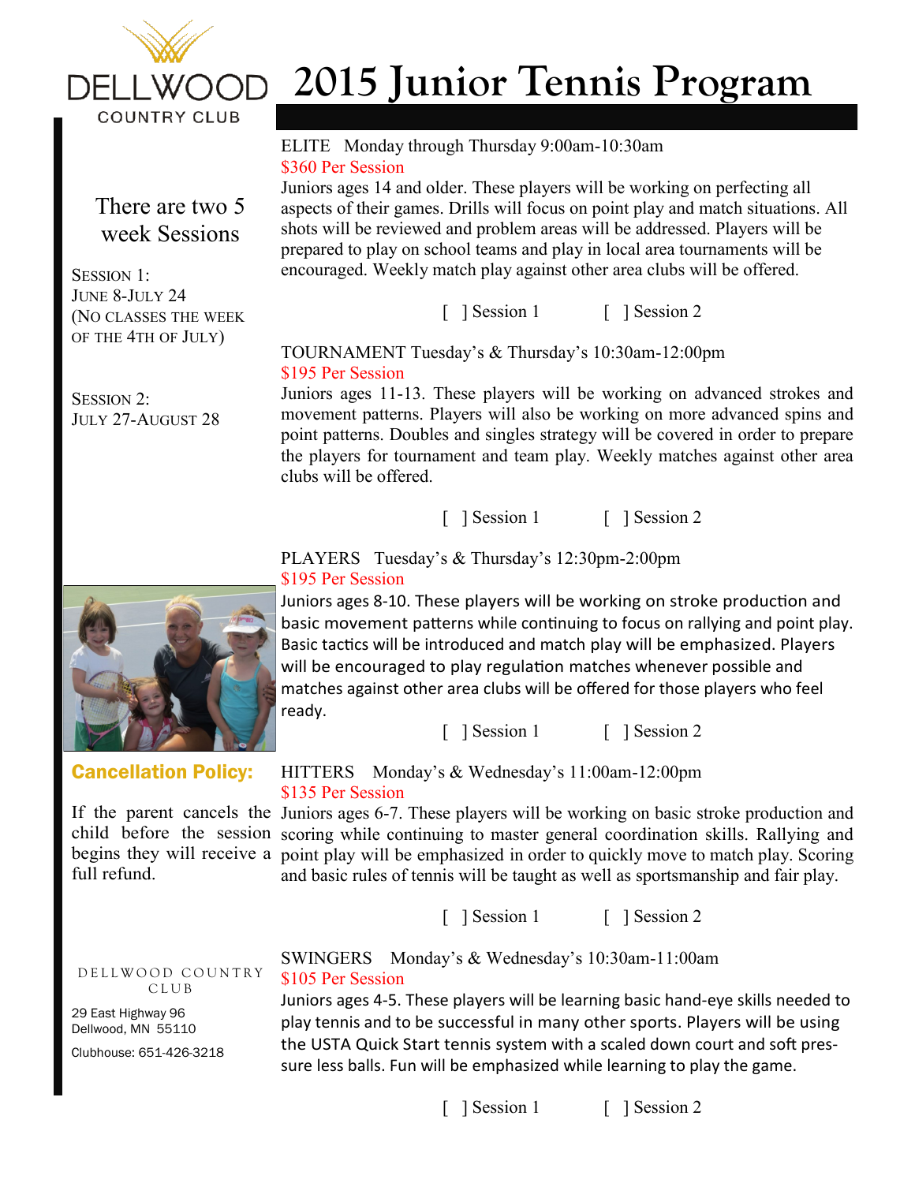DELLWOOD COUNTRY CLUB

# 2015 Junior Tennis Program

There are two 5 week Sessions

SESSION 1:
JUNE 8-JULY 24
(NO CLASSES THE WEEK OF THE 4TH OF JULY)

SESSION 2:
JULY 27-AUGUST 28

## ELITE Monday through Thursday 9:00am-10:30am

$360 Per Session

Juniors ages 14 and older. These players will be working on perfecting all aspects of their games. Drills will focus on point play and match situations. All shots will be reviewed and problem areas will be addressed. Players will be prepared to play on school teams and play in local area tournaments will be encouraged. Weekly match play against other area clubs will be offered.

[ ] Session 1 [ ] Session 2

## TOURNAMENT Tuesday's & Thursday's 10:30am-12:00pm

$195 Per Session

Juniors ages 11-13. These players will be working on advanced strokes and movement patterns. Players will also be working on more advanced spins and point patterns. Doubles and singles strategy will be covered in order to prepare the players for tournament and team play. Weekly matches against other area clubs will be offered.

[ ] Session 1 [ ] Session 2

## PLAYERS Tuesday's & Thursday's 12:30pm-2:00pm

$195 Per Session

Juniors ages 8-10. These players will be working on stroke production and basic movement patterns while continuing to focus on rallying and point play. Basic tactics will be introduced and match play will be emphasized. Players will be encouraged to play regulation matches whenever possible and matches against other area clubs will be offered for those players who feel ready.

[ ] Session 1 [ ] Session 2

## HITTERS Monday's & Wednesday's 11:00am-12:00pm

$135 Per Session

Juniors ages 6-7. These players will be working on basic stroke production and scoring while continuing to master general coordination skills. Rallying and point play will be emphasized in order to quickly move to match play. Scoring and basic rules of tennis will be taught as well as sportsmanship and fair play.

[ ] Session 1 [ ] Session 2

## SWINGERS Monday's & Wednesday's 10:30am-11:00am

$105 Per Session

Juniors ages 4-5. These players will be learning basic hand-eye skills needed to play tennis and to be successful in many other sports. Players will be using the USTA Quick Start tennis system with a scaled down court and soft pressure less balls. Fun will be emphasized while learning to play the game.

[ ] Session 1 [ ] Session 2

**Cancellation Policy:**

If the parent cancels the child before the session begins they will receive a full refund.

DELLWOOD COUNTRY CLUB

29 East Highway 96
Dellwood, MN 55110

Clubhouse: 651-426-3218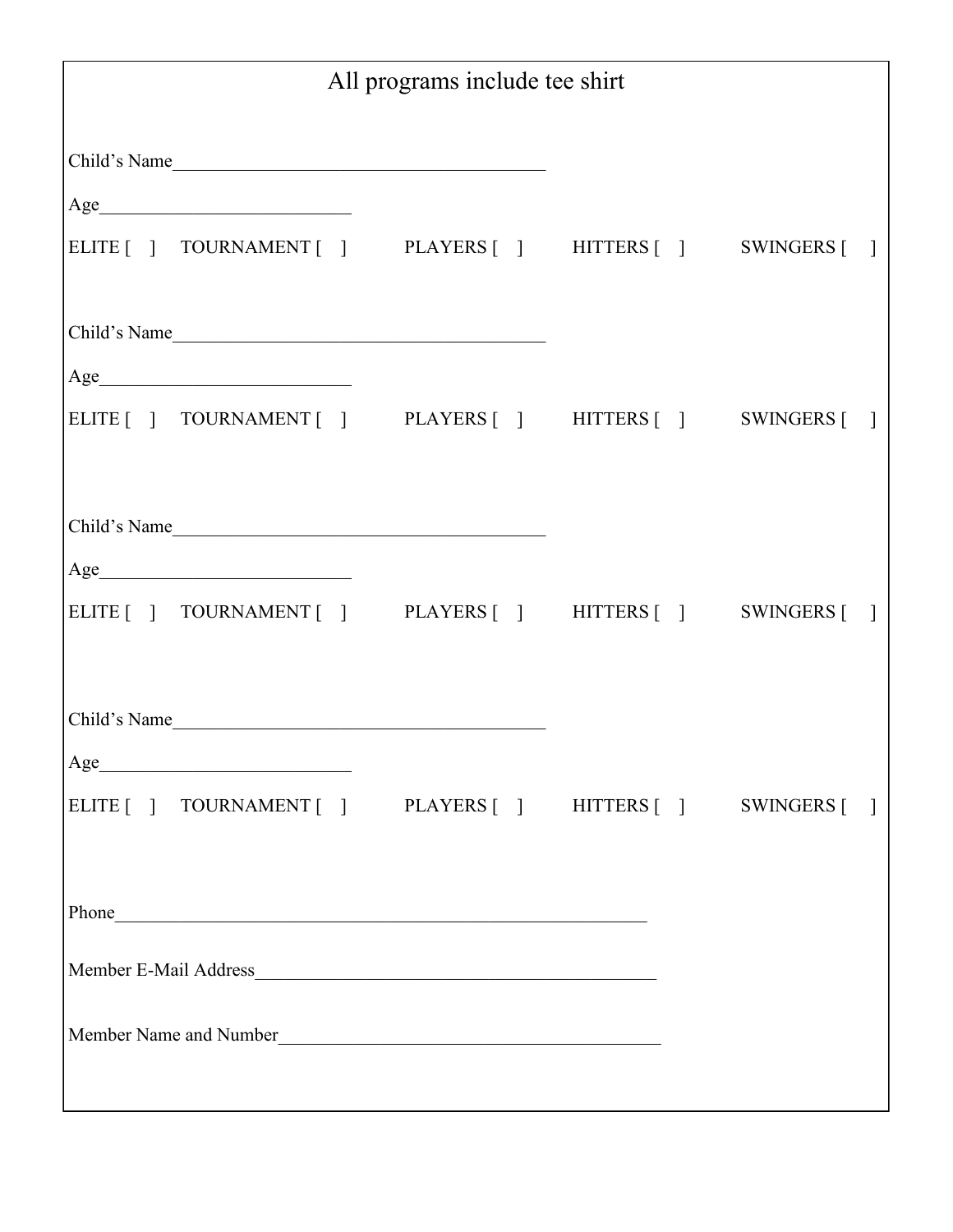All programs include tee shirt

Child's Name________________________________________

Age___________________________

ELITE [ ]   TOURNAMENT [ ]   PLAYERS [ ]   HITTERS [ ]   SWINGERS [ ]

Child's Name________________________________________

Age___________________________

ELITE [ ]   TOURNAMENT [ ]   PLAYERS [ ]   HITTERS [ ]   SWINGERS [ ]

Child's Name________________________________________

Age___________________________

ELITE [ ]   TOURNAMENT [ ]   PLAYERS [ ]   HITTERS [ ]   SWINGERS [ ]

Child's Name________________________________________

Age___________________________

ELITE [ ]   TOURNAMENT [ ]   PLAYERS [ ]   HITTERS [ ]   SWINGERS [ ]

Phone__________________________________________________________

Member E-Mail Address____________________________________________

Member Name and Number__________________________________________